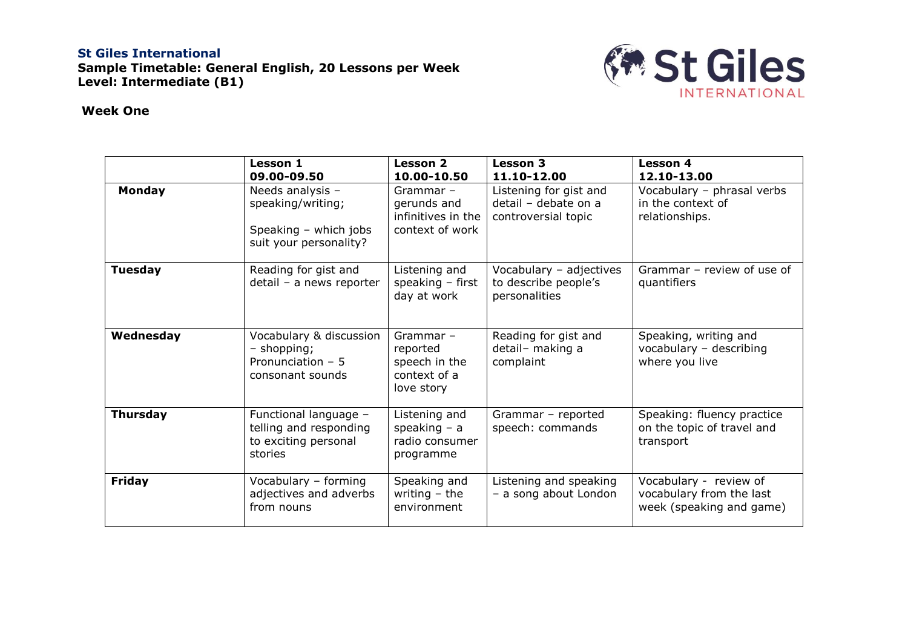**St Giles International**

**Sample Timetable: General English, 20 Lessons per Week**

**Level: Intermediate (B1)**

**Week One**

| | **Lesson 1 09.00-09.50** | **Lesson 2 10.00-10.50** | **Lesson 3 11.10-12.00** | **Lesson 4 12.10-13.00** |
|---|---|---|---|---|
| **Monday** | Needs analysis – speaking/writing; Speaking – which jobs suit your personality? | Grammar – gerunds and infinitives in the context of work | Listening for gist and detail – debate on a controversial topic | Vocabulary – phrasal verbs in the context of relationships. |
| **Tuesday** | Reading for gist and detail – a news reporter | Listening and speaking – first day at work | Vocabulary – adjectives to describe people's personalities | Grammar – review of use of quantifiers |
| **Wednesday** | Vocabulary & discussion – shopping; Pronunciation – 5 consonant sounds | Grammar – reported speech in the context of a love story | Reading for gist and detail– making a complaint | Speaking, writing and vocabulary – describing where you live |
| **Thursday** | Functional language – telling and responding to exciting personal stories | Listening and speaking – a radio consumer programme | Grammar – reported speech: commands | Speaking: fluency practice on the topic of travel and transport |
| **Friday** | Vocabulary – forming adjectives and adverbs from nouns | Speaking and writing – the environment | Listening and speaking – a song about London | Vocabulary - review of vocabulary from the last week (speaking and game) |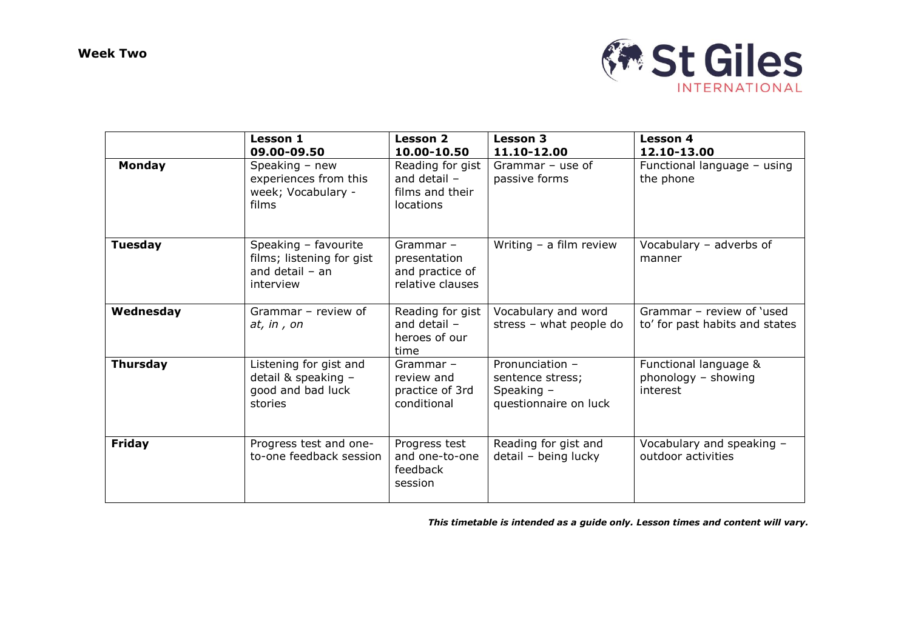**Week Two**

| | Lesson 1 09.00-09.50 | Lesson 2 10.00-10.50 | Lesson 3 11.10-12.00 | Lesson 4 12.10-13.00 |
|---|---|---|---|---|
| **Monday** | Speaking – new experiences from this week; Vocabulary - films | Reading for gist and detail – films and their locations | Grammar – use of passive forms | Functional language – using the phone |
| **Tuesday** | Speaking – favourite films; listening for gist and detail – an interview | Grammar – presentation and practice of relative clauses | Writing – a film review | Vocabulary – adverbs of manner |
| **Wednesday** | Grammar – review of *at, in , on* | Reading for gist and detail – heroes of our time | Vocabulary and word stress – what people do | Grammar – review of 'used to' for past habits and states |
| **Thursday** | Listening for gist and detail & speaking – good and bad luck stories | Grammar – review and practice of 3rd conditional | Pronunciation – sentence stress; Speaking – questionnaire on luck | Functional language & phonology – showing interest |
| **Friday** | Progress test and one-to-one feedback session | Progress test and one-to-one feedback session | Reading for gist and detail – being lucky | Vocabulary and speaking – outdoor activities |

***This timetable is intended as a guide only. Lesson times and content will vary.***